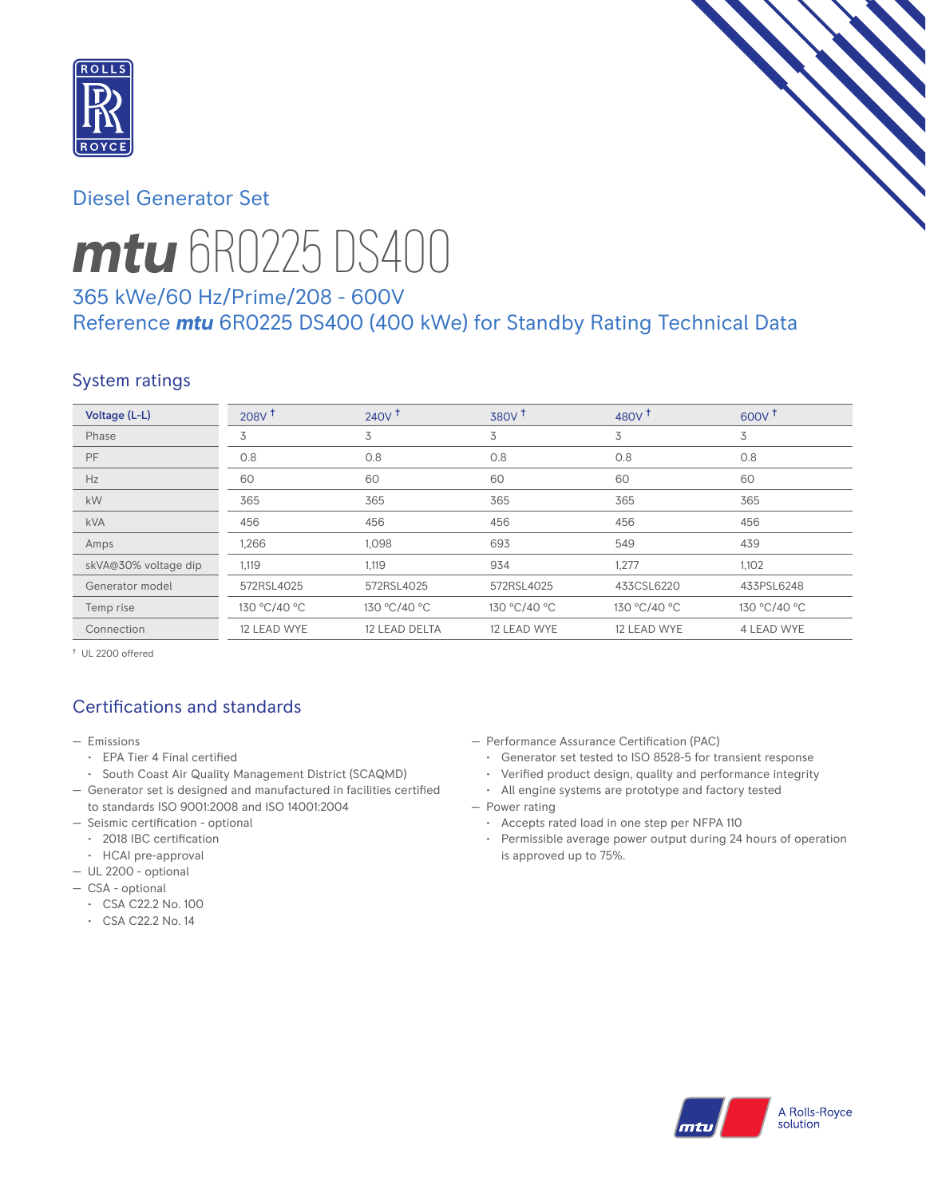Diesel Generator Set

# ***mtu*** 6R0225 DS400

## 365 kWe/60 Hz/Prime/208 - 600V
## Reference ***mtu*** 6R0225 DS400 (400 kWe) for Standby Rating Technical Data

### System ratings

| Voltage (L-L) | 208V † | 240V † | 380V † | 480V † | 600V † |
|---|---|---|---|---|---|
| Phase | 3 | 3 | 3 | 3 | 3 |
| PF | 0.8 | 0.8 | 0.8 | 0.8 | 0.8 |
| Hz | 60 | 60 | 60 | 60 | 60 |
| kW | 365 | 365 | 365 | 365 | 365 |
| kVA | 456 | 456 | 456 | 456 | 456 |
| Amps | 1,266 | 1,098 | 693 | 549 | 439 |
| skVA@30% voltage dip | 1,119 | 1,119 | 934 | 1,277 | 1,102 |
| Generator model | 572RSL4025 | 572RSL4025 | 572RSL4025 | 433CSL6220 | 433PSL6248 |
| Temp rise | 130 °C/40 °C | 130 °C/40 °C | 130 °C/40 °C | 130 °C/40 °C | 130 °C/40 °C |
| Connection | 12 LEAD WYE | 12 LEAD DELTA | 12 LEAD WYE | 12 LEAD WYE | 4 LEAD WYE |

† UL 2200 offered

### Certifications and standards

- Emissions
  - EPA Tier 4 Final certified
  - South Coast Air Quality Management District (SCAQMD)
- Generator set is designed and manufactured in facilities certified to standards ISO 9001:2008 and ISO 14001:2004
- Seismic certification - optional
  - 2018 IBC certification
  - HCAI pre-approval
- UL 2200 - optional
- CSA - optional
  - CSA C22.2 No. 100
  - CSA C22.2 No. 14
- Performance Assurance Certification (PAC)
  - Generator set tested to ISO 8528-5 for transient response
  - Verified product design, quality and performance integrity
  - All engine systems are prototype and factory tested
- Power rating
  - Accepts rated load in one step per NFPA 110
  - Permissible average power output during 24 hours of operation is approved up to 75%.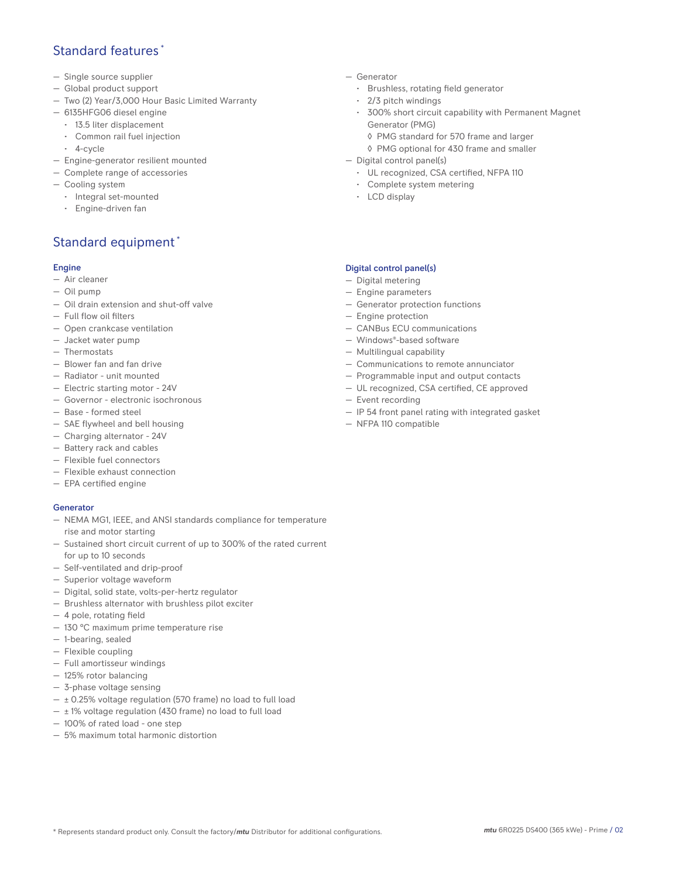## Standard features *

- Single source supplier
- Global product support
- Two (2) Year/3,000 Hour Basic Limited Warranty
- 6135HFG06 diesel engine
  - 13.5 liter displacement
  - Common rail fuel injection
  - 4-cycle
- Engine-generator resilient mounted
- Complete range of accessories
- Cooling system
  - Integral set-mounted
  - Engine-driven fan
- Generator
  - Brushless, rotating field generator
  - 2/3 pitch windings
  - 300% short circuit capability with Permanent Magnet Generator (PMG)
    - ◊ PMG standard for 570 frame and larger
    - ◊ PMG optional for 430 frame and smaller
- Digital control panel(s)
  - UL recognized, CSA certified, NFPA 110
  - Complete system metering
  - LCD display

## Standard equipment *

### Engine

- Air cleaner
- Oil pump
- Oil drain extension and shut-off valve
- Full flow oil filters
- Open crankcase ventilation
- Jacket water pump
- Thermostats
- Blower fan and fan drive
- Radiator - unit mounted
- Electric starting motor - 24V
- Governor - electronic isochronous
- Base - formed steel
- SAE flywheel and bell housing
- Charging alternator - 24V
- Battery rack and cables
- Flexible fuel connectors
- Flexible exhaust connection
- EPA certified engine

### Generator

- NEMA MG1, IEEE, and ANSI standards compliance for temperature rise and motor starting
- Sustained short circuit current of up to 300% of the rated current for up to 10 seconds
- Self-ventilated and drip-proof
- Superior voltage waveform
- Digital, solid state, volts-per-hertz regulator
- Brushless alternator with brushless pilot exciter
- 4 pole, rotating field
- 130 °C maximum prime temperature rise
- 1-bearing, sealed
- Flexible coupling
- Full amortisseur windings
- 125% rotor balancing
- 3-phase voltage sensing
- ± 0.25% voltage regulation (570 frame) no load to full load
- ± 1% voltage regulation (430 frame) no load to full load
- 100% of rated load - one step
- 5% maximum total harmonic distortion

### Digital control panel(s)

- Digital metering
- Engine parameters
- Generator protection functions
- Engine protection
- CANBus ECU communications
- Windows®-based software
- Multilingual capability
- Communications to remote annunciator
- Programmable input and output contacts
- UL recognized, CSA certified, CE approved
- Event recording
- IP 54 front panel rating with integrated gasket
- NFPA 110 compatible

\* Represents standard product only. Consult the factory/*mtu* Distributor for additional configurations.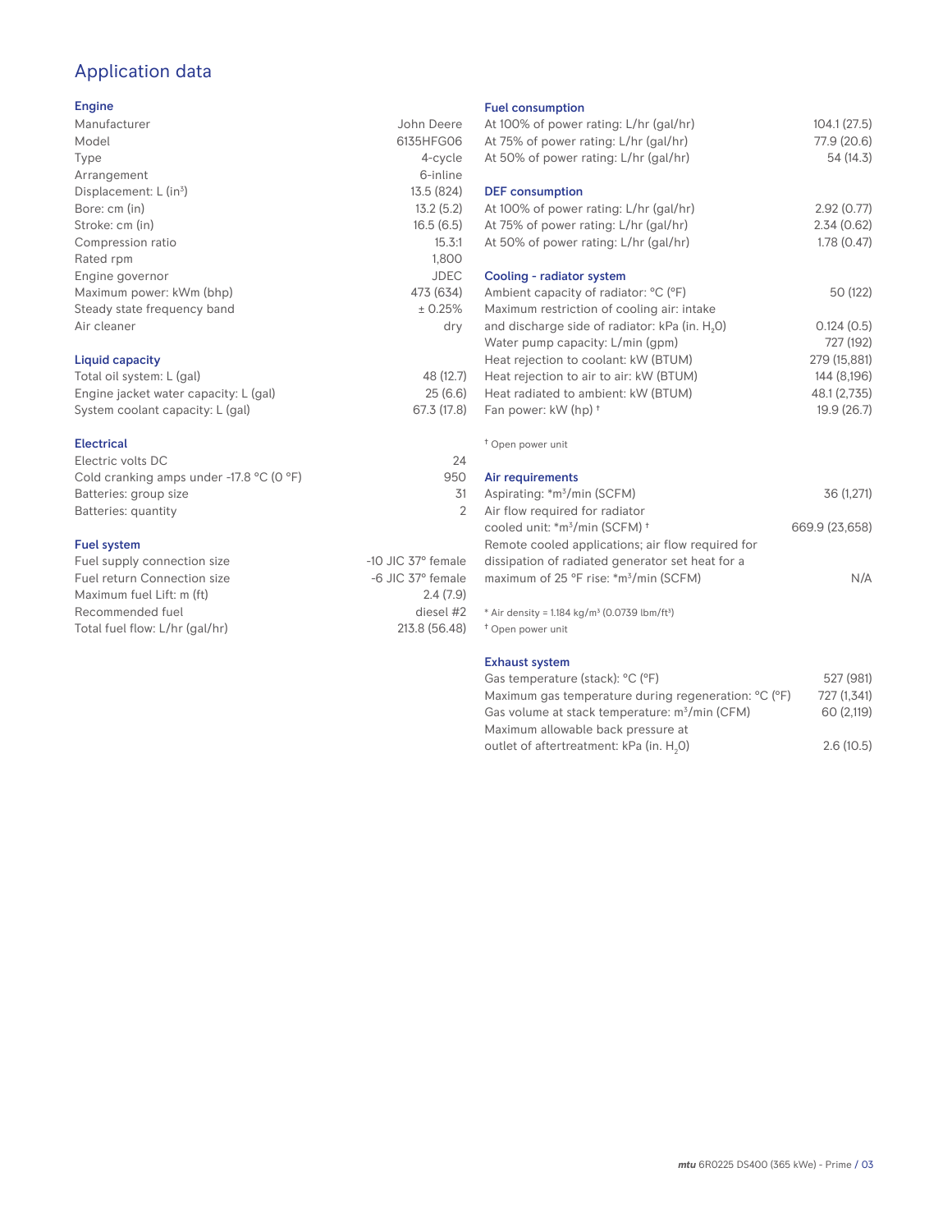# Application data

## Engine

| | |
|---|---|
| Manufacturer | John Deere |
| Model | 6135HFG06 |
| Type | 4-cycle |
| Arrangement | 6-inline |
| Displacement: L ($in^3$) | 13.5 (824) |
| Bore: cm (in) | 13.2 (5.2) |
| Stroke: cm (in) | 16.5 (6.5) |
| Compression ratio | 15.3:1 |
| Rated rpm | 1,800 |
| Engine governor | JDEC |
| Maximum power: kWm (bhp) | 473 (634) |
| Steady state frequency band | ± 0.25% |
| Air cleaner | dry |

## Liquid capacity

| | |
|---|---|
| Total oil system: L (gal) | 48 (12.7) |
| Engine jacket water capacity: L (gal) | 25 (6.6) |
| System coolant capacity: L (gal) | 67.3 (17.8) |

## Electrical

| | |
|---|---|
| Electric volts DC | 24 |
| Cold cranking amps under -17.8 °C (0 °F) | 950 |
| Batteries: group size | 31 |
| Batteries: quantity | 2 |

## Fuel system

| | |
|---|---|
| Fuel supply connection size | -10 JIC 37° female |
| Fuel return Connection size | -6 JIC 37° female |
| Maximum fuel Lift: m (ft) | 2.4 (7.9) |
| Recommended fuel | diesel #2 |
| Total fuel flow: L/hr (gal/hr) | 213.8 (56.48) |

## Fuel consumption

| | |
|---|---|
| At 100% of power rating: L/hr (gal/hr) | 104.1 (27.5) |
| At 75% of power rating: L/hr (gal/hr) | 77.9 (20.6) |
| At 50% of power rating: L/hr (gal/hr) | 54 (14.3) |

## DEF consumption

| | |
|---|---|
| At 100% of power rating: L/hr (gal/hr) | 2.92 (0.77) |
| At 75% of power rating: L/hr (gal/hr) | 2.34 (0.62) |
| At 50% of power rating: L/hr (gal/hr) | 1.78 (0.47) |

## Cooling - radiator system

| | |
|---|---|
| Ambient capacity of radiator: °C (°F) | 50 (122) |
| Maximum restriction of cooling air: intake and discharge side of radiator: kPa (in. $H_2O$) | 0.124 (0.5) |
| Water pump capacity: L/min (gpm) | 727 (192) |
| Heat rejection to coolant: kW (BTUM) | 279 (15,881) |
| Heat rejection to air to air: kW (BTUM) | 144 (8,196) |
| Heat radiated to ambient: kW (BTUM) | 48.1 (2,735) |
| Fan power: kW (hp) † | 19.9 (26.7) |

† Open power unit

## Air requirements

| | |
|---|---|
| Aspirating: *$m^3$/min (SCFM) | 36 (1,271) |
| Air flow required for radiator cooled unit: *$m^3$/min (SCFM) † | 669.9 (23,658) |
| Remote cooled applications; air flow required for dissipation of radiated generator set heat for a maximum of 25 °F rise: *$m^3$/min (SCFM) | N/A |

* Air density = 1.184 kg/$m^3$ (0.0739 lbm/$ft^3$)

† Open power unit

## Exhaust system

| | |
|---|---|
| Gas temperature (stack): °C (°F) | 527 (981) |
| Maximum gas temperature during regeneration: °C (°F) | 727 (1,341) |
| Gas volume at stack temperature: $m^3$/min (CFM) | 60 (2,119) |
| Maximum allowable back pressure at outlet of aftertreatment: kPa (in. $H_2O$) | 2.6 (10.5) |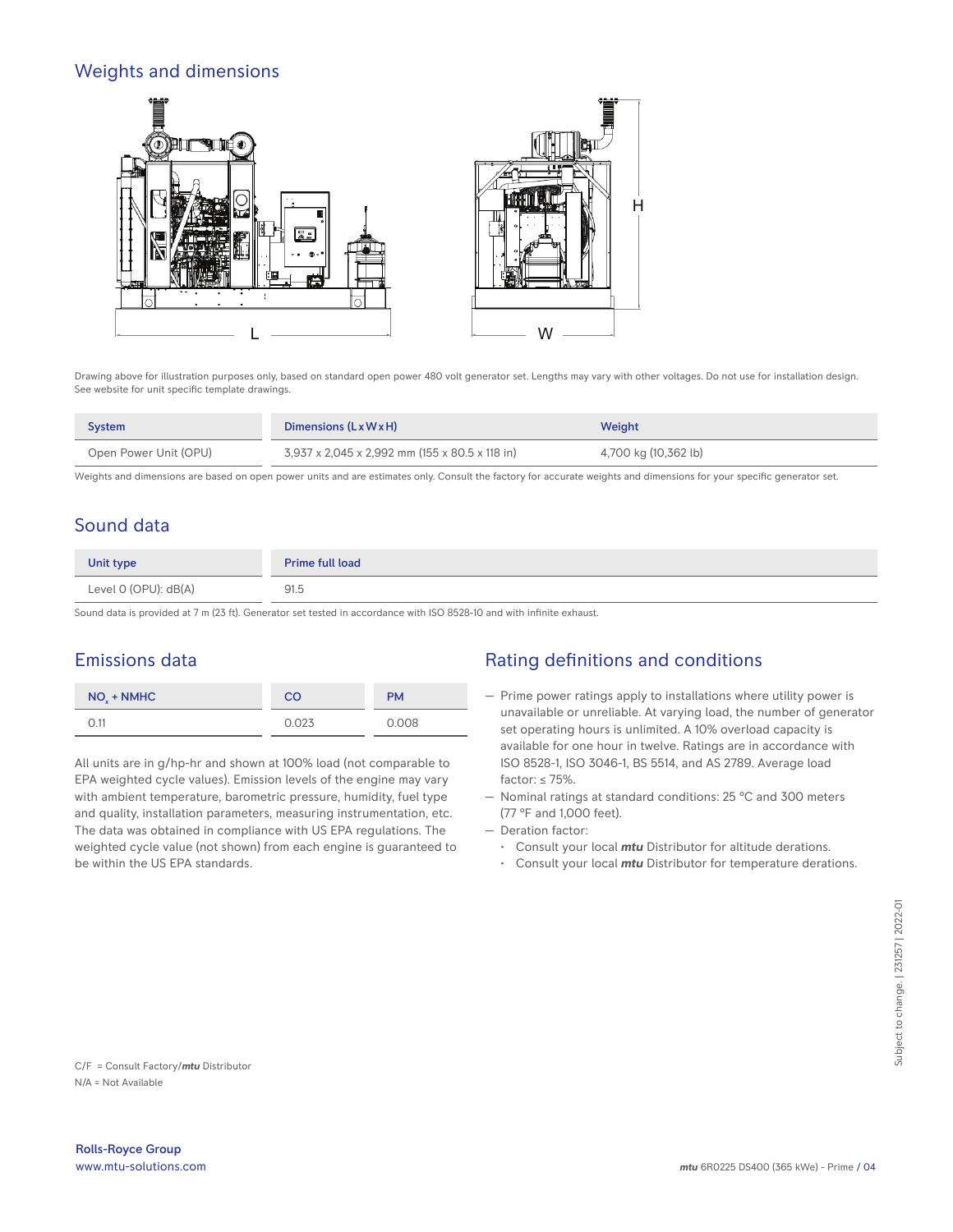## Weights and dimensions

L

W

H

Drawing above for illustration purposes only, based on standard open power 480 volt generator set. Lengths may vary with other voltages. Do not use for installation design. See website for unit specific template drawings.

| System | Dimensions (L x W x H) | Weight |
|---|---|---|
| Open Power Unit (OPU) | 3,937 x 2,045 x 2,992 mm (155 x 80.5 x 118 in) | 4,700 kg (10,362 lb) |

Weights and dimensions are based on open power units and are estimates only. Consult the factory for accurate weights and dimensions for your specific generator set.

## Sound data

| Unit type | Prime full load |
|---|---|
| Level 0 (OPU): dB(A) | 91.5 |

Sound data is provided at 7 m (23 ft). Generator set tested in accordance with ISO 8528-10 and with infinite exhaust.

## Emissions data

| $NO_x$ + NMHC | CO | PM |
|---|---|---|
| 0.11 | 0.023 | 0.008 |

All units are in g/hp-hr and shown at 100% load (not comparable to EPA weighted cycle values). Emission levels of the engine may vary with ambient temperature, barometric pressure, humidity, fuel type and quality, installation parameters, measuring instrumentation, etc. The data was obtained in compliance with US EPA regulations. The weighted cycle value (not shown) from each engine is guaranteed to be within the US EPA standards.

## Rating definitions and conditions

- Prime power ratings apply to installations where utility power is unavailable or unreliable. At varying load, the number of generator set operating hours is unlimited. A 10% overload capacity is available for one hour in twelve. Ratings are in accordance with ISO 8528-1, ISO 3046-1, BS 5514, and AS 2789. Average load factor: ≤ 75%.
- Nominal ratings at standard conditions: 25 °C and 300 meters (77 °F and 1,000 feet).
- Deration factor:
  - Consult your local ***mtu*** Distributor for altitude derations.
  - Consult your local ***mtu*** Distributor for temperature derations.

C/F = Consult Factory/***mtu*** Distributor
N/A = Not Available